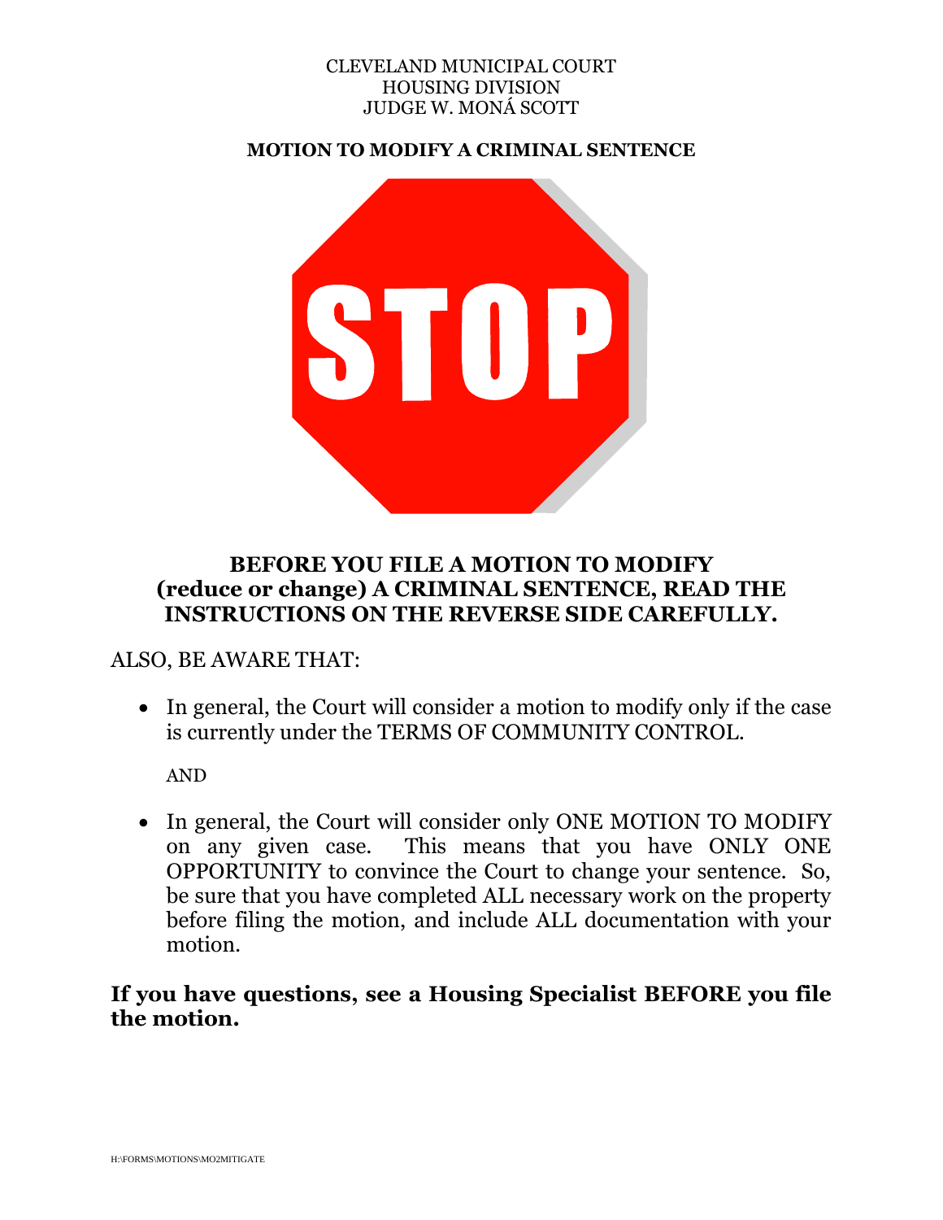CLEVELAND MUNICIPAL COURT
HOUSING DIVISION
JUDGE W. MONÁ SCOTT

**MOTION TO MODIFY A CRIMINAL SENTENCE**

STOP

## BEFORE YOU FILE A MOTION TO MODIFY (reduce or change) A CRIMINAL SENTENCE, READ THE INSTRUCTIONS ON THE REVERSE SIDE CAREFULLY.

ALSO, BE AWARE THAT:

- In general, the Court will consider a motion to modify only if the case is currently under the TERMS OF COMMUNITY CONTROL.

  AND

- In general, the Court will consider only ONE MOTION TO MODIFY on any given case. This means that you have ONLY ONE OPPORTUNITY to convince the Court to change your sentence. So, be sure that you have completed ALL necessary work on the property before filing the motion, and include ALL documentation with your motion.

**If you have questions, see a Housing Specialist BEFORE you file the motion.**

H:\FORMS\MOTIONS\MO2MITIGATE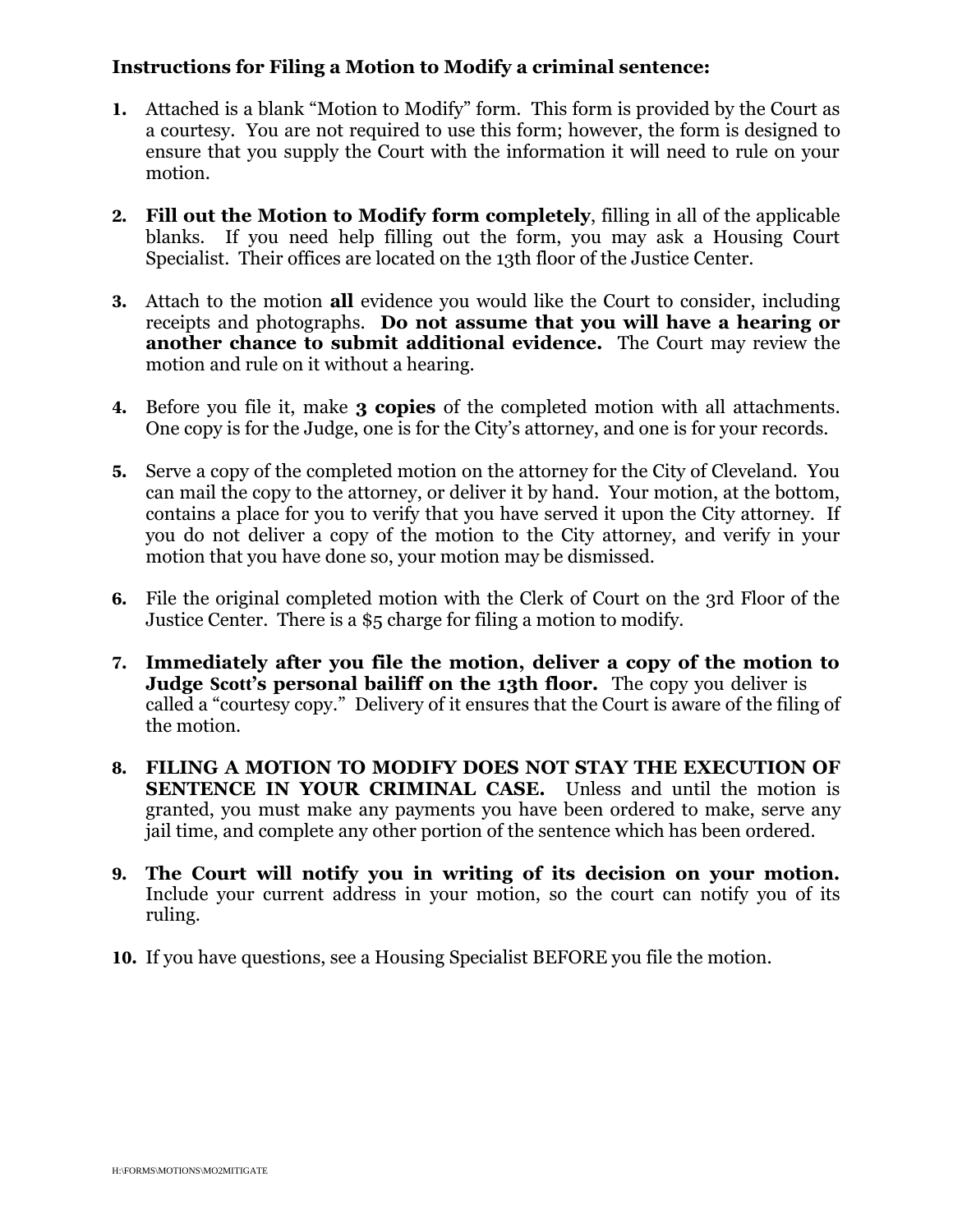**Instructions for Filing a Motion to Modify a criminal sentence:**

1. Attached is a blank "Motion to Modify" form. This form is provided by the Court as a courtesy. You are not required to use this form; however, the form is designed to ensure that you supply the Court with the information it will need to rule on your motion.

2. **Fill out the Motion to Modify form completely**, filling in all of the applicable blanks. If you need help filling out the form, you may ask a Housing Court Specialist. Their offices are located on the 13th floor of the Justice Center.

3. Attach to the motion **all** evidence you would like the Court to consider, including receipts and photographs. **Do not assume that you will have a hearing or another chance to submit additional evidence.** The Court may review the motion and rule on it without a hearing.

4. Before you file it, make **3 copies** of the completed motion with all attachments. One copy is for the Judge, one is for the City's attorney, and one is for your records.

5. Serve a copy of the completed motion on the attorney for the City of Cleveland. You can mail the copy to the attorney, or deliver it by hand. Your motion, at the bottom, contains a place for you to verify that you have served it upon the City attorney. If you do not deliver a copy of the motion to the City attorney, and verify in your motion that you have done so, your motion may be dismissed.

6. File the original completed motion with the Clerk of Court on the 3rd Floor of the Justice Center. There is a $5 charge for filing a motion to modify.

7. **Immediately after you file the motion, deliver a copy of the motion to Judge Scott's personal bailiff on the 13th floor.** The copy you deliver is called a "courtesy copy." Delivery of it ensures that the Court is aware of the filing of the motion.

8. **FILING A MOTION TO MODIFY DOES NOT STAY THE EXECUTION OF SENTENCE IN YOUR CRIMINAL CASE.** Unless and until the motion is granted, you must make any payments you have been ordered to make, serve any jail time, and complete any other portion of the sentence which has been ordered.

9. **The Court will notify you in writing of its decision on your motion.** Include your current address in your motion, so the court can notify you of its ruling.

10. If you have questions, see a Housing Specialist BEFORE you file the motion.

H:\FORMS\MOTIONS\MO2MITIGATE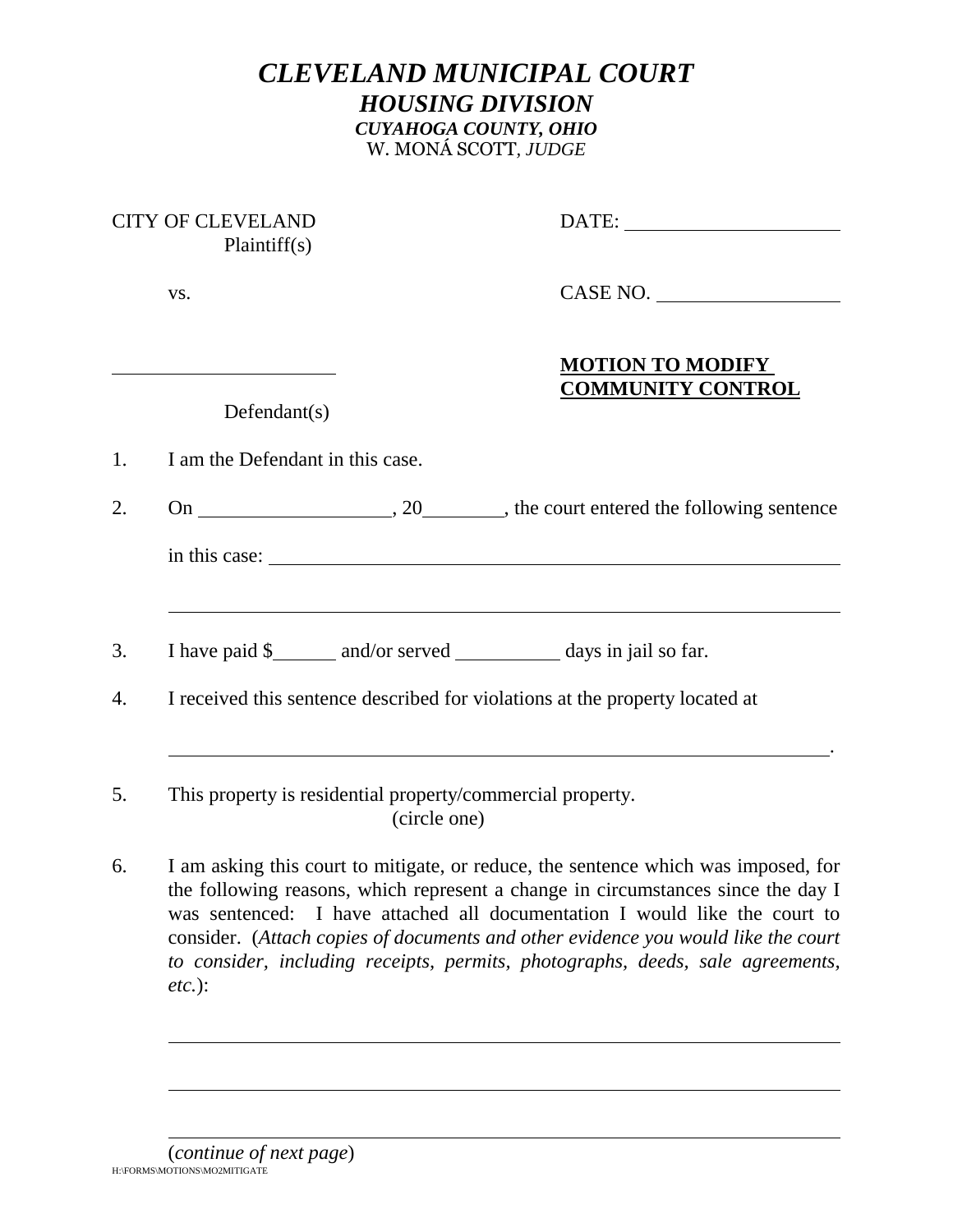# *CLEVELAND MUNICIPAL COURT*

## *HOUSING DIVISION*

### *CUYAHOGA COUNTY, OHIO*

W. MONÁ SCOTT, *JUDGE*

CITY OF CLEVELAND
Plaintiff(s)

vs.

_______________________
Defendant(s)

DATE: ______________________

CASE NO. __________________

**MOTION TO MODIFY COMMUNITY CONTROL**

1. I am the Defendant in this case.

2. On ___________________, 20________, the court entered the following sentence in this case: ____________________________________________________________
______________________________________________________________________

3. I have paid $______ and/or served __________ days in jail so far.

4. I received this sentence described for violations at the property located at
______________________________________________________________________.

5. This property is residential property/commercial property.
(circle one)

6. I am asking this court to mitigate, or reduce, the sentence which was imposed, for the following reasons, which represent a change in circumstances since the day I was sentenced: I have attached all documentation I would like the court to consider. (*Attach copies of documents and other evidence you would like the court to consider, including receipts, permits, photographs, deeds, sale agreements, etc.*):

______________________________________________________________________

______________________________________________________________________

______________________________________________________________________

(*continue of next page*)

H:\FORMS\MOTIONS\MO2MITIGATE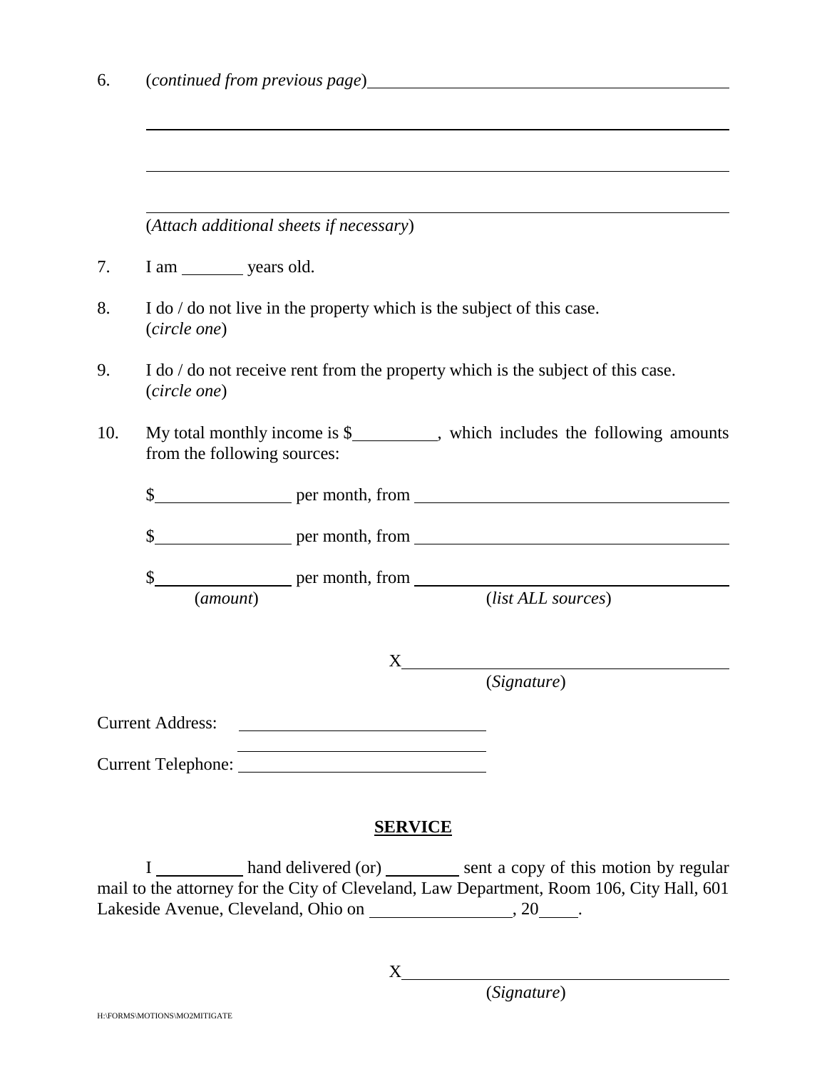6. (*continued from previous page*) ______________________________________________

   ______________________________________________________________________

   ______________________________________________________________________

   ______________________________________________________________________

   (*Attach additional sheets if necessary*)

7. I am ________ years old.

8. I do / do not live in the property which is the subject of this case.
   (*circle one*)

9. I do / do not receive rent from the property which is the subject of this case.
   (*circle one*)

10. My total monthly income is $__________, which includes the following amounts from the following sources:

    $________________ per month, from ______________________________________

    $________________ per month, from ______________________________________

    $________________ per month, from ______________________________________
    (*amount*) (*list ALL sources*)

X________________________________________
(*Signature*)

Current Address: ______________________________

______________________________

Current Telephone: ______________________________

## SERVICE

I __________ hand delivered (or) _________ sent a copy of this motion by regular mail to the attorney for the City of Cleveland, Law Department, Room 106, City Hall, 601 Lakeside Avenue, Cleveland, Ohio on ________________, 20____.

X________________________________________
(*Signature*)

H:\FORMS\MOTIONS\MO2MITIGATE